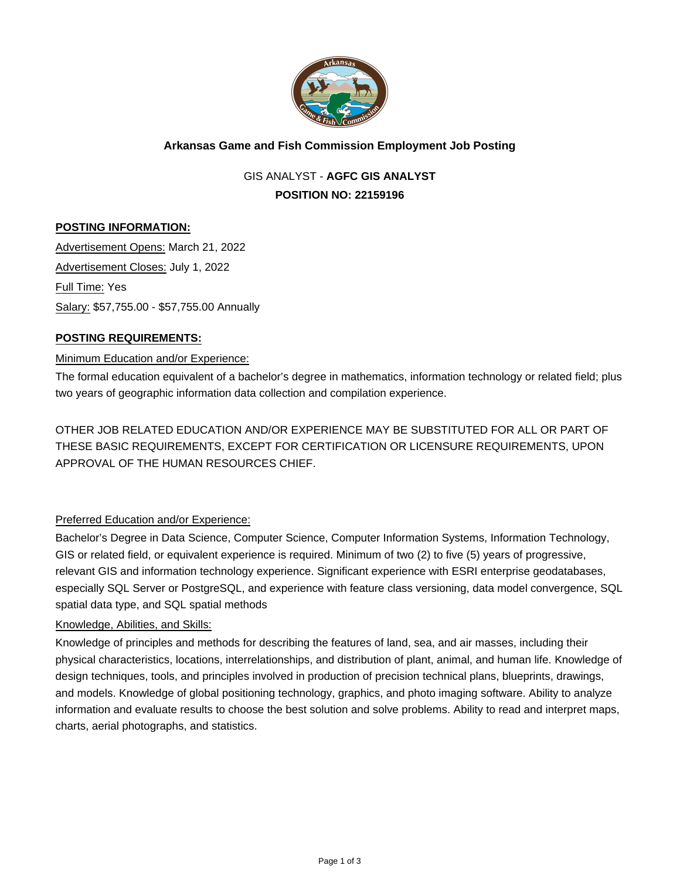# Arkansas Game and Fish Commission Employment Job Posting

## GIS ANALYST - **AGFC GIS ANALYST**

**POSITION NO: 22159196**

### POSTING INFORMATION:

Advertisement Opens: March 21, 2022

Advertisement Closes: July 1, 2022

Full Time: Yes

Salary: $57,755.00 - $57,755.00 Annually

### POSTING REQUIREMENTS:

Minimum Education and/or Experience:

The formal education equivalent of a bachelor's degree in mathematics, information technology or related field; plus two years of geographic information data collection and compilation experience.

OTHER JOB RELATED EDUCATION AND/OR EXPERIENCE MAY BE SUBSTITUTED FOR ALL OR PART OF THESE BASIC REQUIREMENTS, EXCEPT FOR CERTIFICATION OR LICENSURE REQUIREMENTS, UPON APPROVAL OF THE HUMAN RESOURCES CHIEF.

Preferred Education and/or Experience:

Bachelor's Degree in Data Science, Computer Science, Computer Information Systems, Information Technology, GIS or related field, or equivalent experience is required. Minimum of two (2) to five (5) years of progressive, relevant GIS and information technology experience. Significant experience with ESRI enterprise geodatabases, especially SQL Server or PostgreSQL, and experience with feature class versioning, data model convergence, SQL spatial data type, and SQL spatial methods

Knowledge, Abilities, and Skills:

Knowledge of principles and methods for describing the features of land, sea, and air masses, including their physical characteristics, locations, interrelationships, and distribution of plant, animal, and human life. Knowledge of design techniques, tools, and principles involved in production of precision technical plans, blueprints, drawings, and models. Knowledge of global positioning technology, graphics, and photo imaging software. Ability to analyze information and evaluate results to choose the best solution and solve problems. Ability to read and interpret maps, charts, aerial photographs, and statistics.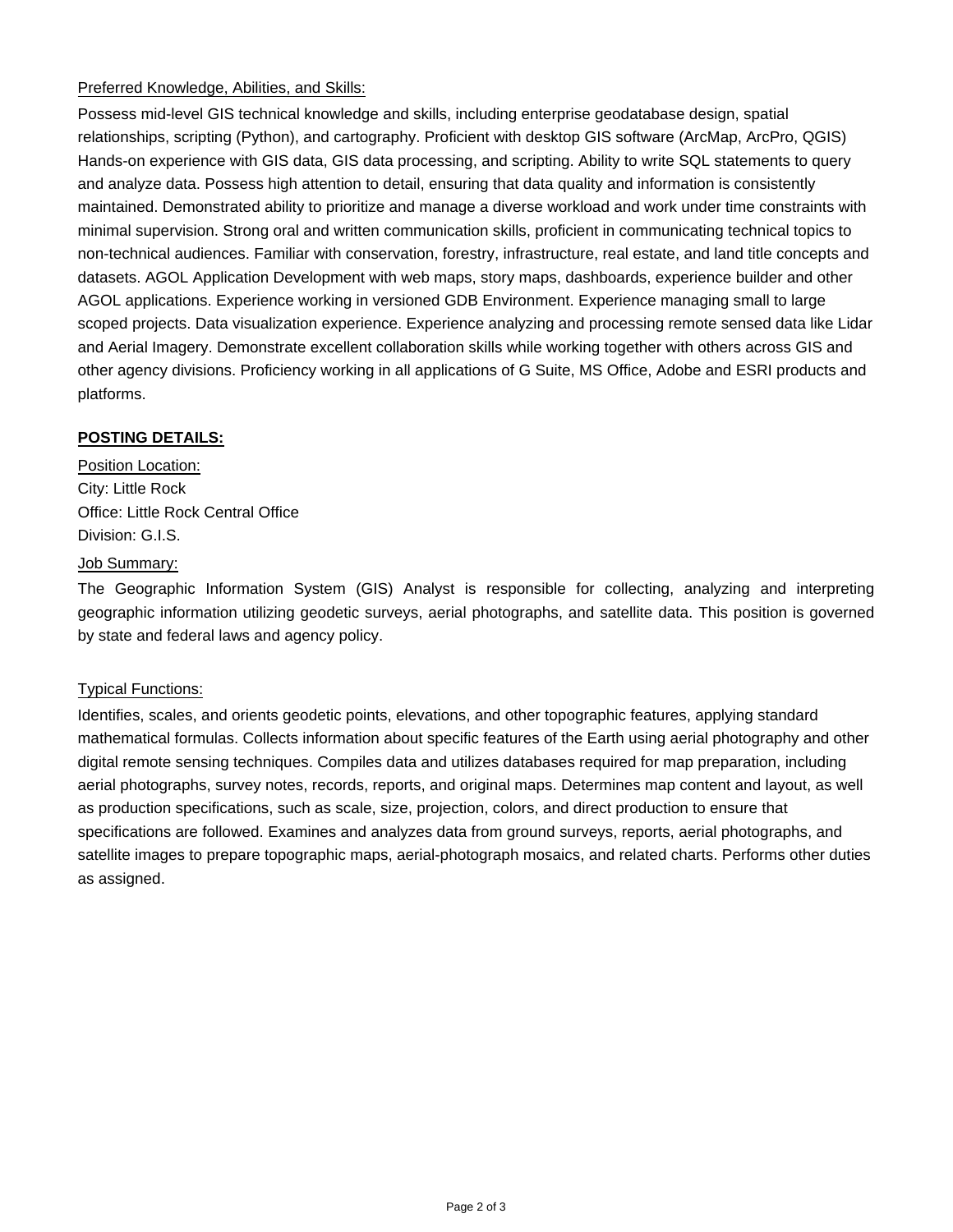Preferred Knowledge, Abilities, and Skills:

Possess mid-level GIS technical knowledge and skills, including enterprise geodatabase design, spatial relationships, scripting (Python), and cartography. Proficient with desktop GIS software (ArcMap, ArcPro, QGIS) Hands-on experience with GIS data, GIS data processing, and scripting. Ability to write SQL statements to query and analyze data. Possess high attention to detail, ensuring that data quality and information is consistently maintained. Demonstrated ability to prioritize and manage a diverse workload and work under time constraints with minimal supervision. Strong oral and written communication skills, proficient in communicating technical topics to non-technical audiences. Familiar with conservation, forestry, infrastructure, real estate, and land title concepts and datasets. AGOL Application Development with web maps, story maps, dashboards, experience builder and other AGOL applications. Experience working in versioned GDB Environment. Experience managing small to large scoped projects. Data visualization experience. Experience analyzing and processing remote sensed data like Lidar and Aerial Imagery. Demonstrate excellent collaboration skills while working together with others across GIS and other agency divisions. Proficiency working in all applications of G Suite, MS Office, Adobe and ESRI products and platforms.

**POSTING DETAILS:**

Position Location:
City: Little Rock
Office: Little Rock Central Office
Division: G.I.S.

Job Summary:

The Geographic Information System (GIS) Analyst is responsible for collecting, analyzing and interpreting geographic information utilizing geodetic surveys, aerial photographs, and satellite data. This position is governed by state and federal laws and agency policy.

Typical Functions:

Identifies, scales, and orients geodetic points, elevations, and other topographic features, applying standard mathematical formulas. Collects information about specific features of the Earth using aerial photography and other digital remote sensing techniques. Compiles data and utilizes databases required for map preparation, including aerial photographs, survey notes, records, reports, and original maps. Determines map content and layout, as well as production specifications, such as scale, size, projection, colors, and direct production to ensure that specifications are followed. Examines and analyzes data from ground surveys, reports, aerial photographs, and satellite images to prepare topographic maps, aerial-photograph mosaics, and related charts. Performs other duties as assigned.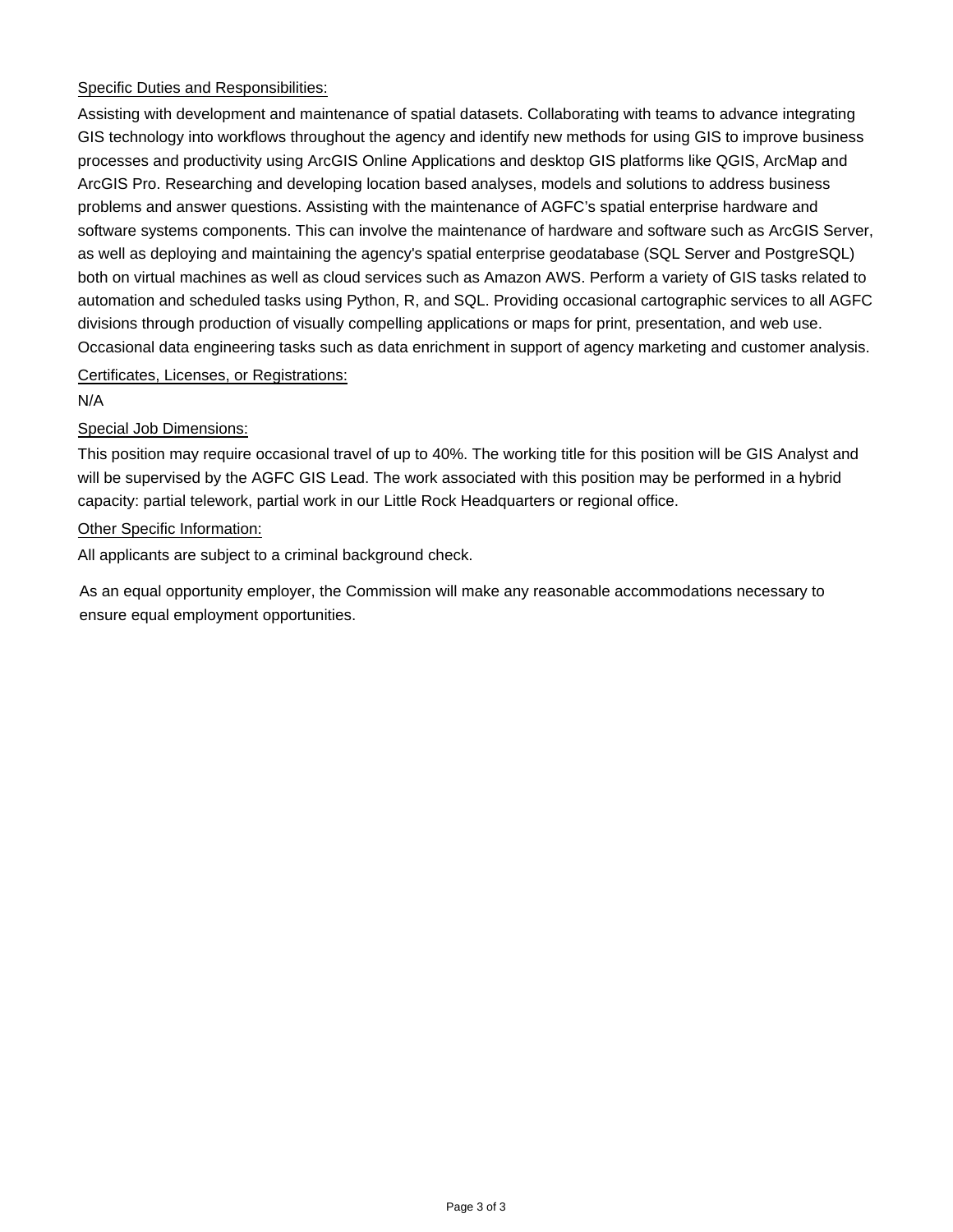Specific Duties and Responsibilities:

Assisting with development and maintenance of spatial datasets. Collaborating with teams to advance integrating GIS technology into workflows throughout the agency and identify new methods for using GIS to improve business processes and productivity using ArcGIS Online Applications and desktop GIS platforms like QGIS, ArcMap and ArcGIS Pro. Researching and developing location based analyses, models and solutions to address business problems and answer questions. Assisting with the maintenance of AGFC's spatial enterprise hardware and software systems components. This can involve the maintenance of hardware and software such as ArcGIS Server, as well as deploying and maintaining the agency's spatial enterprise geodatabase (SQL Server and PostgreSQL) both on virtual machines as well as cloud services such as Amazon AWS. Perform a variety of GIS tasks related to automation and scheduled tasks using Python, R, and SQL. Providing occasional cartographic services to all AGFC divisions through production of visually compelling applications or maps for print, presentation, and web use. Occasional data engineering tasks such as data enrichment in support of agency marketing and customer analysis.

Certificates, Licenses, or Registrations:

N/A

Special Job Dimensions:

This position may require occasional travel of up to 40%. The working title for this position will be GIS Analyst and will be supervised by the AGFC GIS Lead. The work associated with this position may be performed in a hybrid capacity: partial telework, partial work in our Little Rock Headquarters or regional office.

Other Specific Information:

All applicants are subject to a criminal background check.

As an equal opportunity employer, the Commission will make any reasonable accommodations necessary to ensure equal employment opportunities.